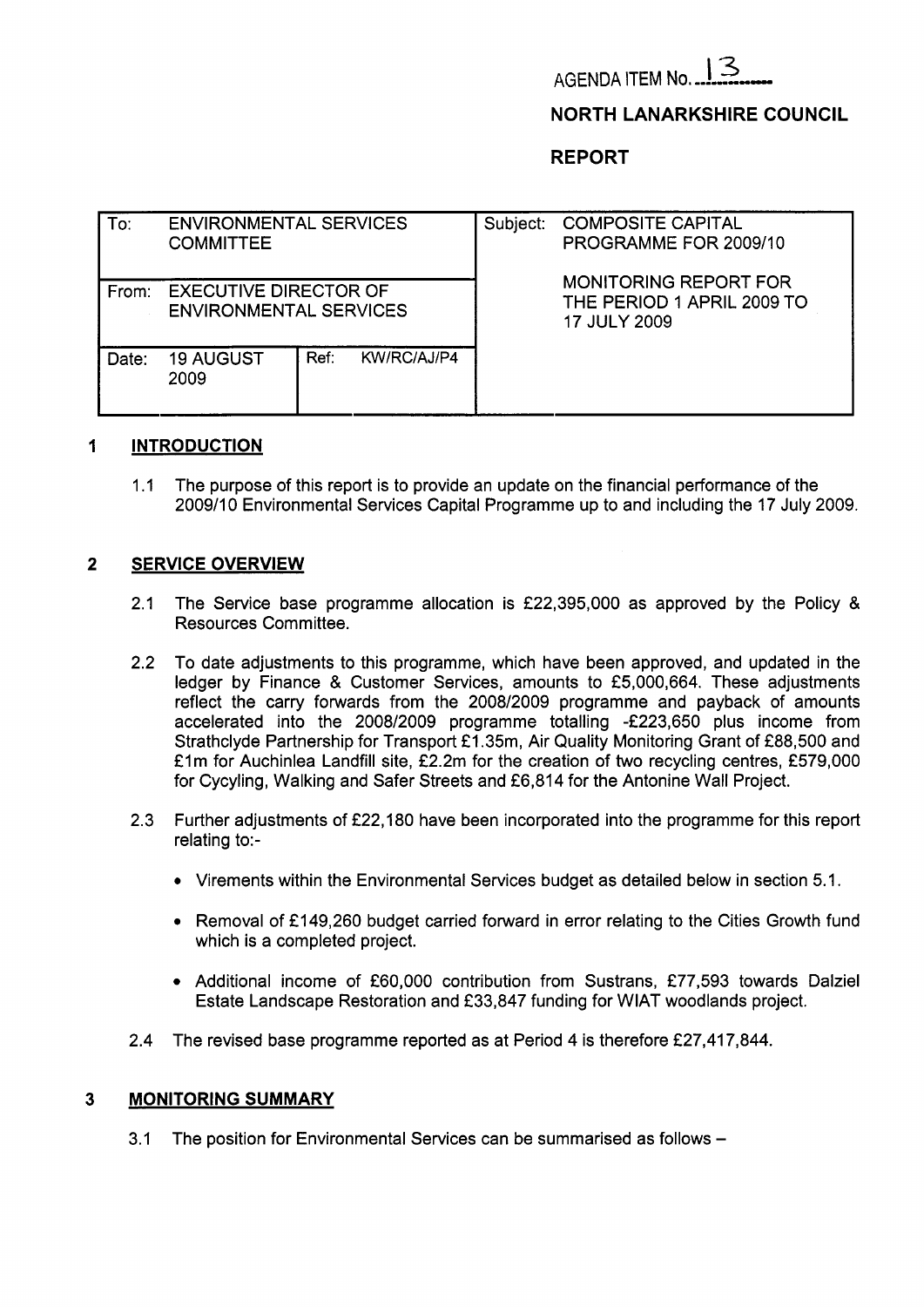AGENDA ITEM No. 13

**NORTH LANARKSHIRE COUNCIL**

**REPORT**

| To: ENVIRONMENTAL SERVICES COMMITTEE | | Subject: COMPOSITE CAPITAL PROGRAMME FOR 2009/10 |
|---|---|---|
| From: EXECUTIVE DIRECTOR OF ENVIRONMENTAL SERVICES | | MONITORING REPORT FOR THE PERIOD 1 APRIL 2009 TO 17 JULY 2009 |
| Date: 19 AUGUST 2009 | Ref: KW/RC/AJ/P4 | |

## 1 INTRODUCTION

1.1 The purpose of this report is to provide an update on the financial performance of the 2009/10 Environmental Services Capital Programme up to and including the 17 July 2009.

## 2 SERVICE OVERVIEW

2.1 The Service base programme allocation is £22,395,000 as approved by the Policy & Resources Committee.

2.2 To date adjustments to this programme, which have been approved, and updated in the ledger by Finance & Customer Services, amounts to £5,000,664. These adjustments reflect the carry forwards from the 2008/2009 programme and payback of amounts accelerated into the 2008/2009 programme totalling -£223,650 plus income from Strathclyde Partnership for Transport £1.35m, Air Quality Monitoring Grant of £88,500 and £1m for Auchinlea Landfill site, £2.2m for the creation of two recycling centres, £579,000 for Cycyling, Walking and Safer Streets and £6,814 for the Antonine Wall Project.

2.3 Further adjustments of £22,180 have been incorporated into the programme for this report relating to:-

- Virements within the Environmental Services budget as detailed below in section 5.1.
- Removal of £149,260 budget carried forward in error relating to the Cities Growth fund which is a completed project.
- Additional income of £60,000 contribution from Sustrans, £77,593 towards Dalziel Estate Landscape Restoration and £33,847 funding for WIAT woodlands project.

2.4 The revised base programme reported as at Period 4 is therefore £27,417,844.

## 3 MONITORING SUMMARY

3.1 The position for Environmental Services can be summarised as follows –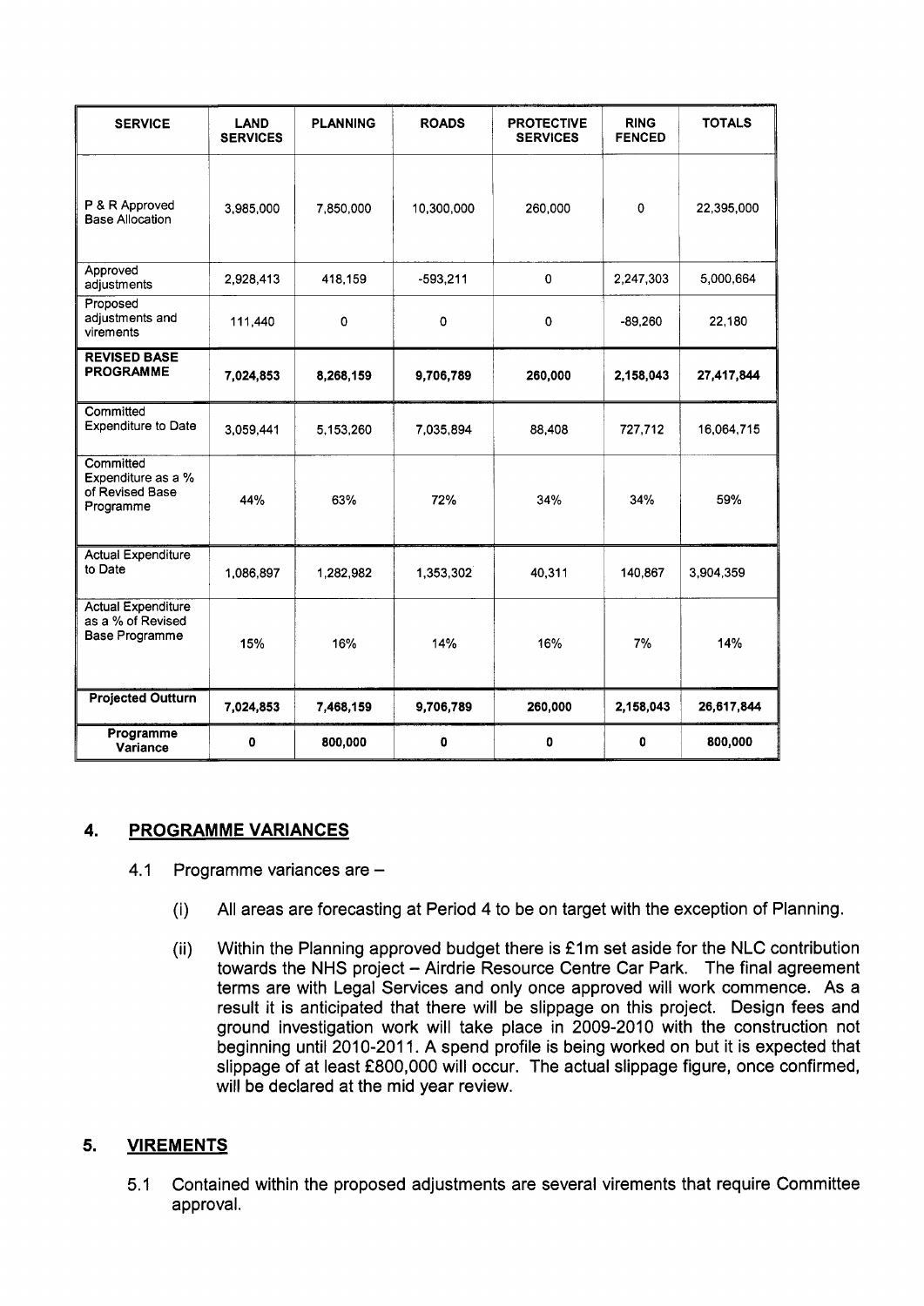| SERVICE | LAND SERVICES | PLANNING | ROADS | PROTECTIVE SERVICES | RING FENCED | TOTALS |
|---|---|---|---|---|---|---|
| P & R Approved Base Allocation | 3,985,000 | 7,850,000 | 10,300,000 | 260,000 | 0 | 22,395,000 |
| Approved adjustments | 2,928,413 | 418,159 | -593,211 | 0 | 2,247,303 | 5,000,664 |
| Proposed adjustments and virements | 111,440 | 0 | 0 | 0 | -89,260 | 22,180 |
| **REVISED BASE PROGRAMME** | **7,024,853** | **8,268,159** | **9,706,789** | **260,000** | **2,158,043** | **27,417,844** |
| Committed Expenditure to Date | 3,059,441 | 5,153,260 | 7,035,894 | 88,408 | 727,712 | 16,064,715 |
| Committed Expenditure as a % of Revised Base Programme | 44% | 63% | 72% | 34% | 34% | 59% |
| Actual Expenditure to Date | 1,086,897 | 1,282,982 | 1,353,302 | 40,311 | 140,867 | 3,904,359 |
| Actual Expenditure as a % of Revised Base Programme | 15% | 16% | 14% | 16% | 7% | 14% |
| **Projected Outturn** | **7,024,853** | **7,468,159** | **9,706,789** | **260,000** | **2,158,043** | **26,617,844** |
| **Programme Variance** | **0** | **800,000** | **0** | **0** | **0** | **800,000** |

## 4. PROGRAMME VARIANCES

4.1 Programme variances are –

(i) All areas are forecasting at Period 4 to be on target with the exception of Planning.

(ii) Within the Planning approved budget there is £1m set aside for the NLC contribution towards the NHS project – Airdrie Resource Centre Car Park. The final agreement terms are with Legal Services and only once approved will work commence. As a result it is anticipated that there will be slippage on this project. Design fees and ground investigation work will take place in 2009-2010 with the construction not beginning until 2010-2011. A spend profile is being worked on but it is expected that slippage of at least £800,000 will occur. The actual slippage figure, once confirmed, will be declared at the mid year review.

## 5. VIREMENTS

5.1 Contained within the proposed adjustments are several virements that require Committee approval.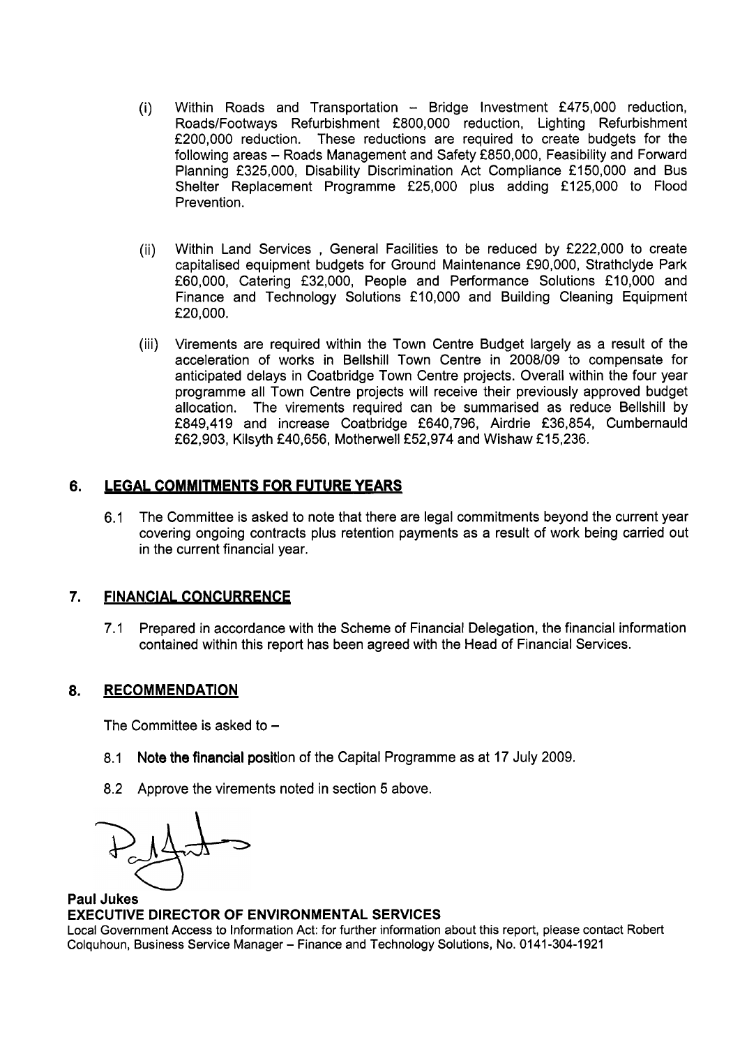(i) Within Roads and Transportation – Bridge Investment £475,000 reduction, Roads/Footways Refurbishment £800,000 reduction, Lighting Refurbishment £200,000 reduction. These reductions are required to create budgets for the following areas – Roads Management and Safety £850,000, Feasibility and Forward Planning £325,000, Disability Discrimination Act Compliance £150,000 and Bus Shelter Replacement Programme £25,000 plus adding £125,000 to Flood Prevention.

(ii) Within Land Services , General Facilities to be reduced by £222,000 to create capitalised equipment budgets for Ground Maintenance £90,000, Strathclyde Park £60,000, Catering £32,000, People and Performance Solutions £10,000 and Finance and Technology Solutions £10,000 and Building Cleaning Equipment £20,000.

(iii) Virements are required within the Town Centre Budget largely as a result of the acceleration of works in Bellshill Town Centre in 2008/09 to compensate for anticipated delays in Coatbridge Town Centre projects. Overall within the four year programme all Town Centre projects will receive their previously approved budget allocation. The virements required can be summarised as reduce Bellshill by £849,419 and increase Coatbridge £640,796, Airdrie £36,854, Cumbernauld £62,903, Kilsyth £40,656, Motherwell £52,974 and Wishaw £15,236.

## 6. LEGAL COMMITMENTS FOR FUTURE YEARS

6.1 The Committee is asked to note that there are legal commitments beyond the current year covering ongoing contracts plus retention payments as a result of work being carried out in the current financial year.

## 7. FINANCIAL CONCURRENCE

7.1 Prepared in accordance with the Scheme of Financial Delegation, the financial information contained within this report has been agreed with the Head of Financial Services.

## 8. RECOMMENDATION

The Committee is asked to –

8.1 Note the financial position of the Capital Programme as at 17 July 2009.

8.2 Approve the virements noted in section 5 above.

**Paul Jukes**
**EXECUTIVE DIRECTOR OF ENVIRONMENTAL SERVICES**

Local Government Access to Information Act: for further information about this report, please contact Robert Colquhoun, Business Service Manager – Finance and Technology Solutions, No. 0141-304-1921